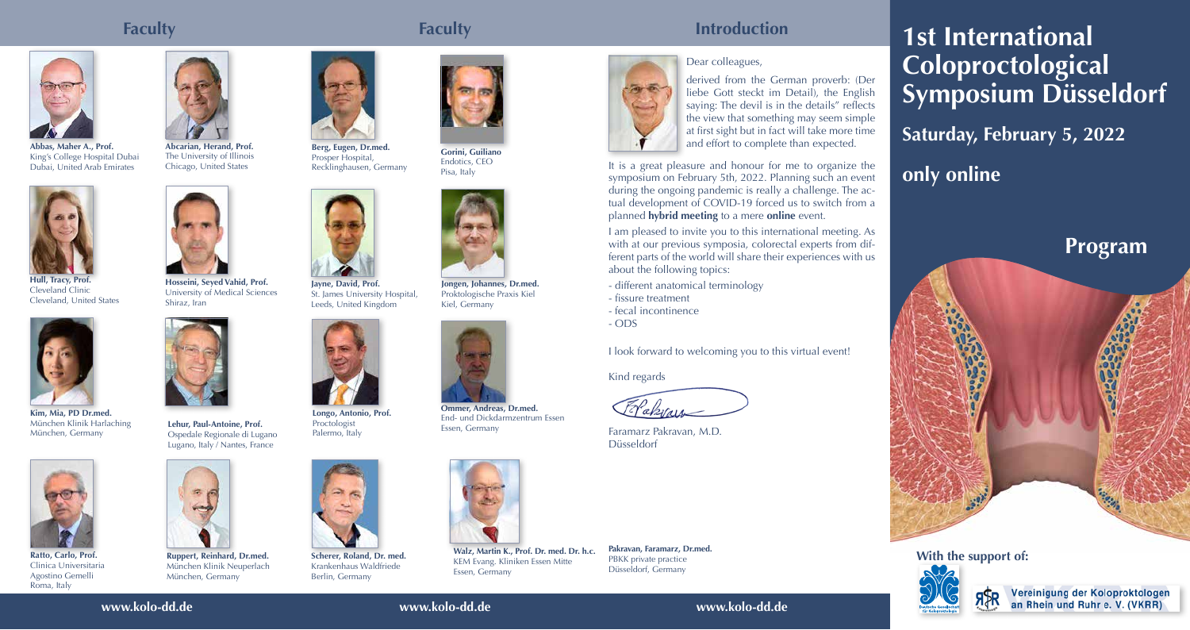# 1st International Coloproctological Symposium Düsseldorf

## Saturday, February 5, 2022

## only online

## Program

With the support of:

Vereinigung der Koloproktologen an Rhein und Ruhr e. V. (VKRR)

## Introduction

Dear colleagues,

derived from the German proverb: (Der liebe Gott steckt im Detail), the English saying: The devil is in the details" reflects the view that something may seem simple at first sight but in fact will take more time and effort to complete than expected.

It is a great pleasure and honour for me to organize the symposium on February 5th, 2022. Planning such an event during the ongoing pandemic is really a challenge. The actual development of COVID-19 forced us to switch from a planned **hybrid meeting** to a mere **online** event.

I am pleased to invite you to this international meeting. As with at our previous symposia, colorectal experts from different parts of the world will share their experiences with us about the following topics:

- different anatomical terminology
- fissure treatment
- fecal incontinence
- ODS

I look forward to welcoming you to this virtual event!

Kind regards

Faramarz Pakravan, M.D.
Düsseldorf

## Faculty

**Abbas, Maher A., Prof.**
King's College Hospital Dubai
Dubai, United Arab Emirates

**Abcarian, Herand, Prof.**
The University of Illinois
Chicago, United States

**Hull, Tracy, Prof.**
Cleveland Clinic
Cleveland, United States

**Hosseini, Seyed Vahid, Prof.**
University of Medical Sciences
Shiraz, Iran

**Kim, Mia, PD Dr.med.**
München Klinik Harlaching
München, Germany

**Lehur, Paul-Antoine, Prof.**
Ospedale Regionale di Lugano
Lugano, Italy / Nantes, France

**Ratto, Carlo, Prof.**
Clinica Universitaria
Agostino Gemelli
Roma, Italy

**Ruppert, Reinhard, Dr.med.**
München Klinik Neuperlach
München, Germany

**Berg, Eugen, Dr.med.**
Prosper Hospital,
Recklinghausen, Germany

**Gorini, Guiliano**
Endotics, CEO
Pisa, Italy

**Jayne, David, Prof.**
St. James University Hospital,
Leeds, United Kingdom

**Jongen, Johannes, Dr.med.**
Proktologische Praxis Kiel
Kiel, Germany

**Longo, Antonio, Prof.**
Proctologist
Palermo, Italy

**Ommer, Andreas, Dr.med.**
End- und Dickdarmzentrum Essen
Essen, Germany

**Scherer, Roland, Dr. med.**
Krankenhaus Waldfriede
Berlin, Germany

**Walz, Martin K., Prof. Dr. med. Dr. h.c.**
KEM Evang. Kliniken Essen Mitte
Essen, Germany

**Pakravan, Faramarz, Dr.med.**
PBKK private practice
Düsseldorf, Germany

www.kolo-dd.de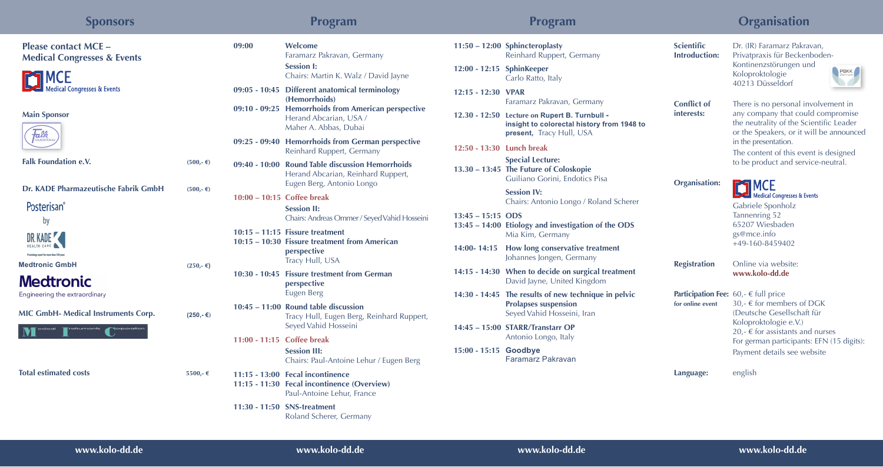## Sponsors

**Please contact MCE – Medical Congresses & Events**

MCE Medical Congresses & Events

**Main Sponsor**

| | |
|---|---|
| **Falk Foundation e.V.** | (500,- €) |
| **Dr. KADE Pharmazeutische Fabrik GmbH** | (500,- €) |

Posterisan® by DR. KADE HEALTH CARE

Proctology expert for more than 100 years

| | |
|---|---|
| **Medtronic GmbH** | (250,- €) |

Medtronic

Engineering the extraordinary

| | |
|---|---|
| **MIC GmbH- Medical Instruments Corp.** | (250,- €) |

Medical Instruments Corporation

| | |
|---|---|
| **Total estimated costs** | 5500,- € |

## Program

**09:00** **Welcome**
Faramarz Pakravan, Germany

**Session I:**
Chairs: Martin K. Walz / David Jayne

**09:05 - 10:45 Different anatomical terminology (Hemorrhoids)**

**09:10 - 09:25 Hemorrhoids from American perspective**
Herand Abcarian, USA / Maher A. Abbas, Dubai

**09:25 - 09:40 Hemorrhoids from German perspective**
Reinhard Ruppert, Germany

**09:40 - 10:00 Round Table discussion Hemorrhoids**
Herand Abcarian, Reinhard Ruppert, Eugen Berg, Antonio Longo

**10:00 – 10:15 Coffee break**

**Session II:**
Chairs: Andreas Ommer / Seyed Vahid Hosseini

**10:15 – 11:15 Fissure treatment**

**10:15 – 10:30 Fissure treatment from American perspective**
Tracy Hull, USA

**10:30 - 10:45 Fissure trestment from German perspective**
Eugen Berg

**10:45 – 11:00 Round table discussion**
Tracy Hull, Eugen Berg, Reinhard Ruppert, Seyed Vahid Hosseini

**11:00 - 11:15 Coffee break**

**Session III:**
Chairs: Paul-Antoine Lehur / Eugen Berg

**11:15 - 13:00 Fecal incontinence**

**11:15 - 11:30 Fecal incontinence (Overview)**
Paul-Antoine Lehur, France

**11:30 - 11:50 SNS-treatment**
Roland Scherer, Germany

**11:50 – 12:00 Sphincteroplasty**
Reinhard Ruppert, Germany

**12:00 - 12:15 SphinKeeper**
Carlo Ratto, Italy

**12:15 - 12:30 VPAR**
Faramarz Pakravan, Germany

**12.30 - 12:50 Lecture on Rupert B. Turnbull - insight to colorectal history from 1948 to present,** Tracy Hull, USA

**12:50 - 13:30 Lunch break**

**Special Lecture:**

**13.30 – 13:45 The Future of Coloskopie**
Guiliano Gorini, Endotics Pisa

**Session IV:**
Chairs: Antonio Longo / Roland Scherer

**13:45 – 15:15 ODS**

**13:45 – 14:00 Etiology and investigation of the ODS**
Mia Kim, Germany

**14:00- 14:15 How long conservative treatment**
Johannes Jongen, Germany

**14:15 - 14:30 When to decide on surgical treatment**
David Jayne, United Kingdom

**14:30 - 14:45 The results of new technique in pelvic Prolapses suspension**
Seyed Vahid Hosseini, Iran

**14:45 – 15:00 STARR/Transtarr OP**
Antonio Longo, Italy

**15:00 - 15:15 Goodbye**
Faramarz Pakravan

## Organisation

**Scientific Introduction:** Dr. (IR) Faramarz Pakravan, Privatpraxis für Beckenboden-Kontinenzstörungen und Koloproktologie, 40213 Düsseldorf

**Conflict of interests:** There is no personal involvement in any company that could compromise the neutrality of the Scientific Leader or the Speakers, or it will be announced in the presentation.
The content of this event is designed to be product and service-neutral.

**Organisation:** MCE Medical Congresses & Events
Gabriele Sponholz
Tannenring 52
65207 Wiesbaden
gs@mce.info
+49-160-8459402

**Registration** Online via website: **www.kolo-dd.de**

**Participation Fee: for online event**
60,- € full price
30,- € for members of DGK (Deutsche Gesellschaft für Koloproktologie e.V.)
20,- € for assistants and nurses
For german participants: EFN (15 digits):
Payment details see website

**Language:** english

www.kolo-dd.de